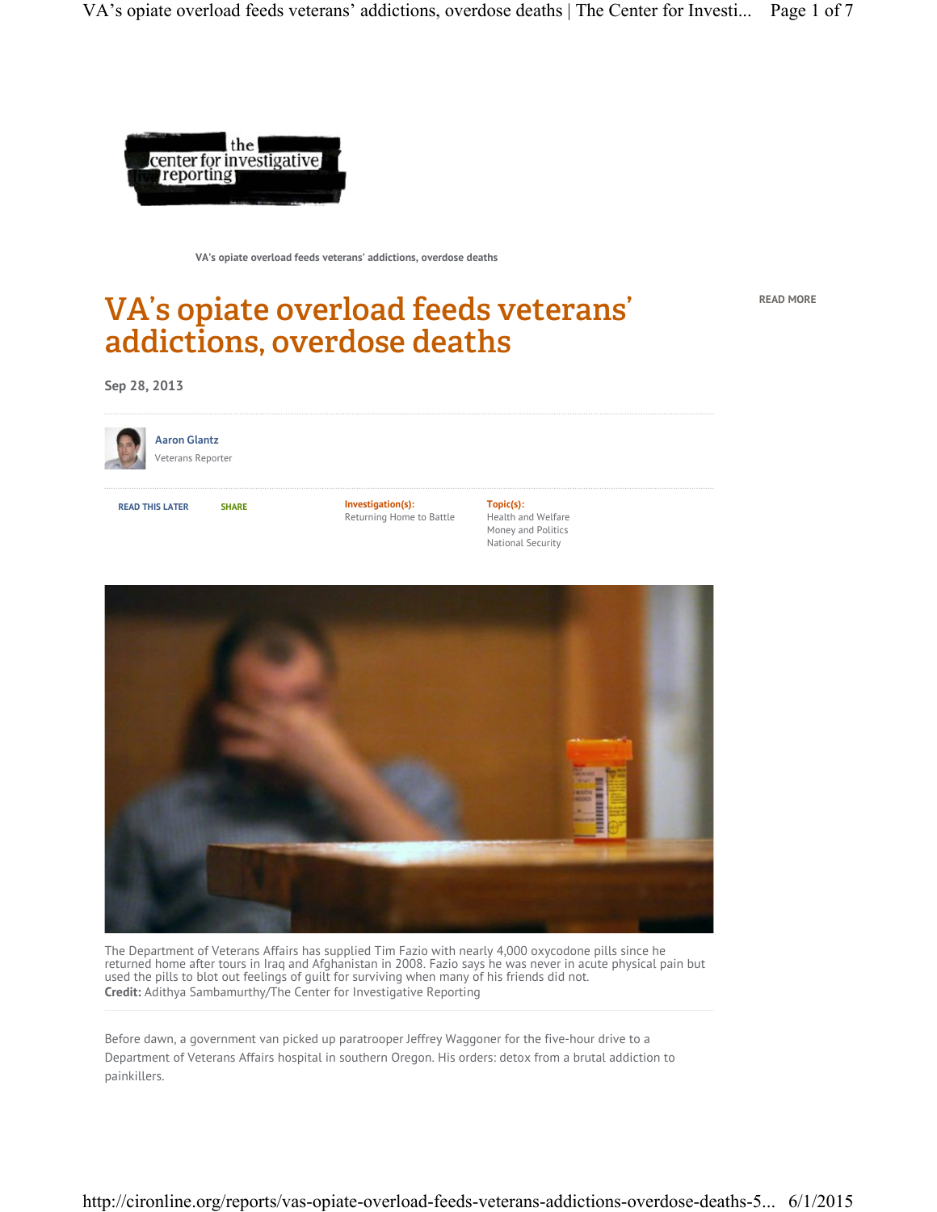VA's opiate overload feeds veterans' addictions, overdose deaths

READ MORE

# VA's opiate overload feeds veterans' addictions, overdose deaths

Sep 28, 2013

Aaron Glantz
Veterans Reporter

READ THIS LATER SHARE

**Investigation(s):**
Returning Home to Battle

**Topic(s):**
Health and Welfare
Money and Politics
National Security

The Department of Veterans Affairs has supplied Tim Fazio with nearly 4,000 oxycodone pills since he returned home after tours in Iraq and Afghanistan in 2008. Fazio says he was never in acute physical pain but used the pills to blot out feelings of guilt for surviving when many of his friends did not.
**Credit:** Adithya Sambamurthy/The Center for Investigative Reporting

Before dawn, a government van picked up paratrooper Jeffrey Waggoner for the five-hour drive to a Department of Veterans Affairs hospital in southern Oregon. His orders: detox from a brutal addiction to painkillers.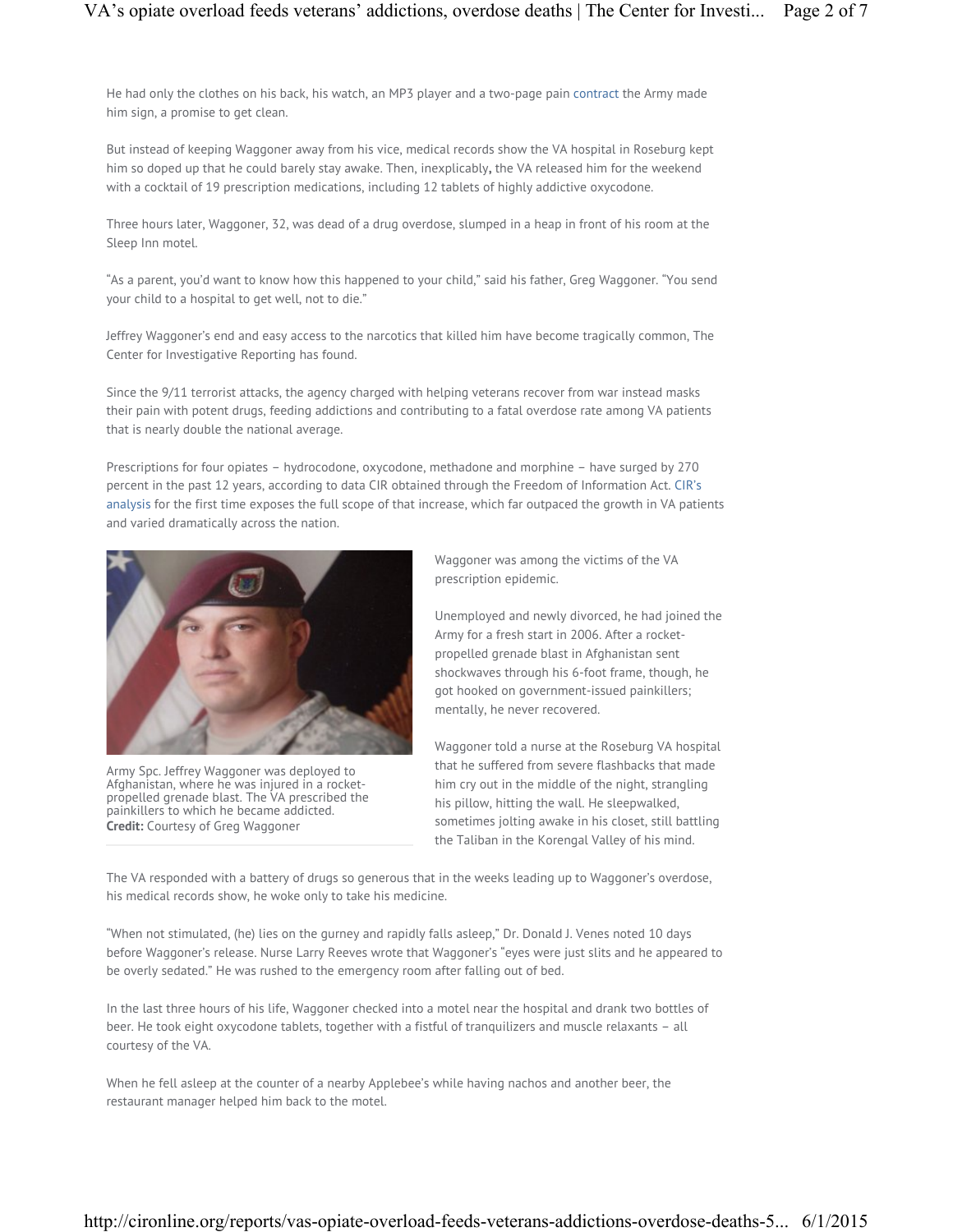He had only the clothes on his back, his watch, an MP3 player and a two-page pain contract the Army made him sign, a promise to get clean.

But instead of keeping Waggoner away from his vice, medical records show the VA hospital in Roseburg kept him so doped up that he could barely stay awake. Then, inexplicably**,** the VA released him for the weekend with a cocktail of 19 prescription medications, including 12 tablets of highly addictive oxycodone.

Three hours later, Waggoner, 32, was dead of a drug overdose, slumped in a heap in front of his room at the Sleep Inn motel.

“As a parent, you’d want to know how this happened to your child,” said his father, Greg Waggoner. “You send your child to a hospital to get well, not to die.”

Jeffrey Waggoner’s end and easy access to the narcotics that killed him have become tragically common, The Center for Investigative Reporting has found.

Since the 9/11 terrorist attacks, the agency charged with helping veterans recover from war instead masks their pain with potent drugs, feeding addictions and contributing to a fatal overdose rate among VA patients that is nearly double the national average.

Prescriptions for four opiates – hydrocodone, oxycodone, methadone and morphine – have surged by 270 percent in the past 12 years, according to data CIR obtained through the Freedom of Information Act. CIR’s analysis for the first time exposes the full scope of that increase, which far outpaced the growth in VA patients and varied dramatically across the nation.

Army Spc. Jeffrey Waggoner was deployed to Afghanistan, where he was injured in a rocket-propelled grenade blast. The VA prescribed the painkillers to which he became addicted. **Credit:** Courtesy of Greg Waggoner

Waggoner was among the victims of the VA prescription epidemic.

Unemployed and newly divorced, he had joined the Army for a fresh start in 2006. After a rocket-propelled grenade blast in Afghanistan sent shockwaves through his 6-foot frame, though, he got hooked on government-issued painkillers; mentally, he never recovered.

Waggoner told a nurse at the Roseburg VA hospital that he suffered from severe flashbacks that made him cry out in the middle of the night, strangling his pillow, hitting the wall. He sleepwalked, sometimes jolting awake in his closet, still battling the Taliban in the Korengal Valley of his mind.

The VA responded with a battery of drugs so generous that in the weeks leading up to Waggoner’s overdose, his medical records show, he woke only to take his medicine.

“When not stimulated, (he) lies on the gurney and rapidly falls asleep,” Dr. Donald J. Venes noted 10 days before Waggoner’s release. Nurse Larry Reeves wrote that Waggoner’s “eyes were just slits and he appeared to be overly sedated.” He was rushed to the emergency room after falling out of bed.

In the last three hours of his life, Waggoner checked into a motel near the hospital and drank two bottles of beer. He took eight oxycodone tablets, together with a fistful of tranquilizers and muscle relaxants – all courtesy of the VA.

When he fell asleep at the counter of a nearby Applebee’s while having nachos and another beer, the restaurant manager helped him back to the motel.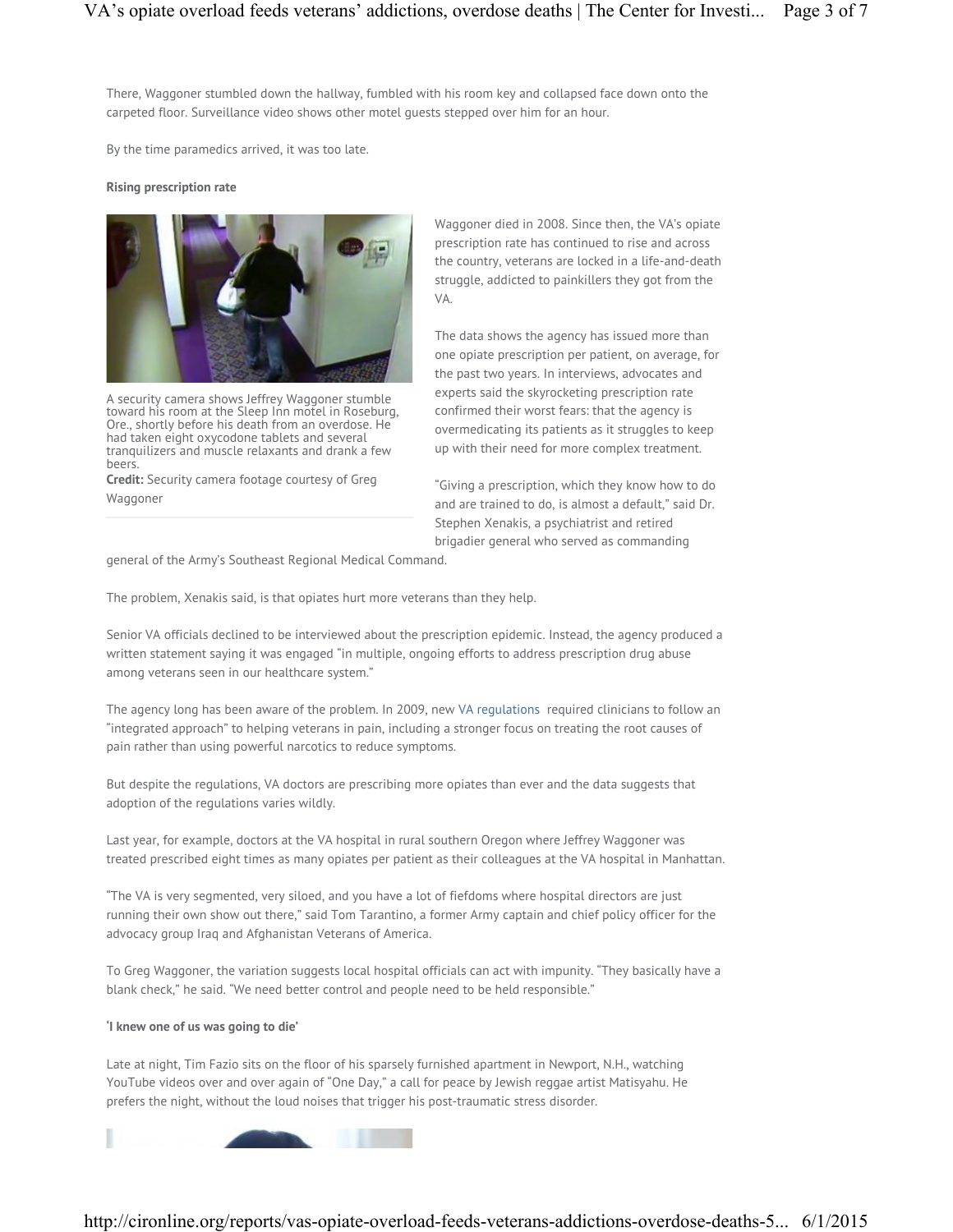There, Waggoner stumbled down the hallway, fumbled with his room key and collapsed face down onto the carpeted floor. Surveillance video shows other motel guests stepped over him for an hour.

By the time paramedics arrived, it was too late.

**Rising prescription rate**

A security camera shows Jeffrey Waggoner stumble toward his room at the Sleep Inn motel in Roseburg, Ore., shortly before his death from an overdose. He had taken eight oxycodone tablets and several tranquilizers and muscle relaxants and drank a few beers.
**Credit:** Security camera footage courtesy of Greg Waggoner

Waggoner died in 2008. Since then, the VA's opiate prescription rate has continued to rise and across the country, veterans are locked in a life-and-death struggle, addicted to painkillers they got from the VA.

The data shows the agency has issued more than one opiate prescription per patient, on average, for the past two years. In interviews, advocates and experts said the skyrocketing prescription rate confirmed their worst fears: that the agency is overmedicating its patients as it struggles to keep up with their need for more complex treatment.

"Giving a prescription, which they know how to do and are trained to do, is almost a default," said Dr. Stephen Xenakis, a psychiatrist and retired brigadier general who served as commanding general of the Army's Southeast Regional Medical Command.

The problem, Xenakis said, is that opiates hurt more veterans than they help.

Senior VA officials declined to be interviewed about the prescription epidemic. Instead, the agency produced a written statement saying it was engaged "in multiple, ongoing efforts to address prescription drug abuse among veterans seen in our healthcare system."

The agency long has been aware of the problem. In 2009, new VA regulations required clinicians to follow an "integrated approach" to helping veterans in pain, including a stronger focus on treating the root causes of pain rather than using powerful narcotics to reduce symptoms.

But despite the regulations, VA doctors are prescribing more opiates than ever and the data suggests that adoption of the regulations varies wildly.

Last year, for example, doctors at the VA hospital in rural southern Oregon where Jeffrey Waggoner was treated prescribed eight times as many opiates per patient as their colleagues at the VA hospital in Manhattan.

"The VA is very segmented, very siloed, and you have a lot of fiefdoms where hospital directors are just running their own show out there," said Tom Tarantino, a former Army captain and chief policy officer for the advocacy group Iraq and Afghanistan Veterans of America.

To Greg Waggoner, the variation suggests local hospital officials can act with impunity. "They basically have a blank check," he said. "We need better control and people need to be held responsible."

**'I knew one of us was going to die'**

Late at night, Tim Fazio sits on the floor of his sparsely furnished apartment in Newport, N.H., watching YouTube videos over and over again of "One Day," a call for peace by Jewish reggae artist Matisyahu. He prefers the night, without the loud noises that trigger his post-traumatic stress disorder.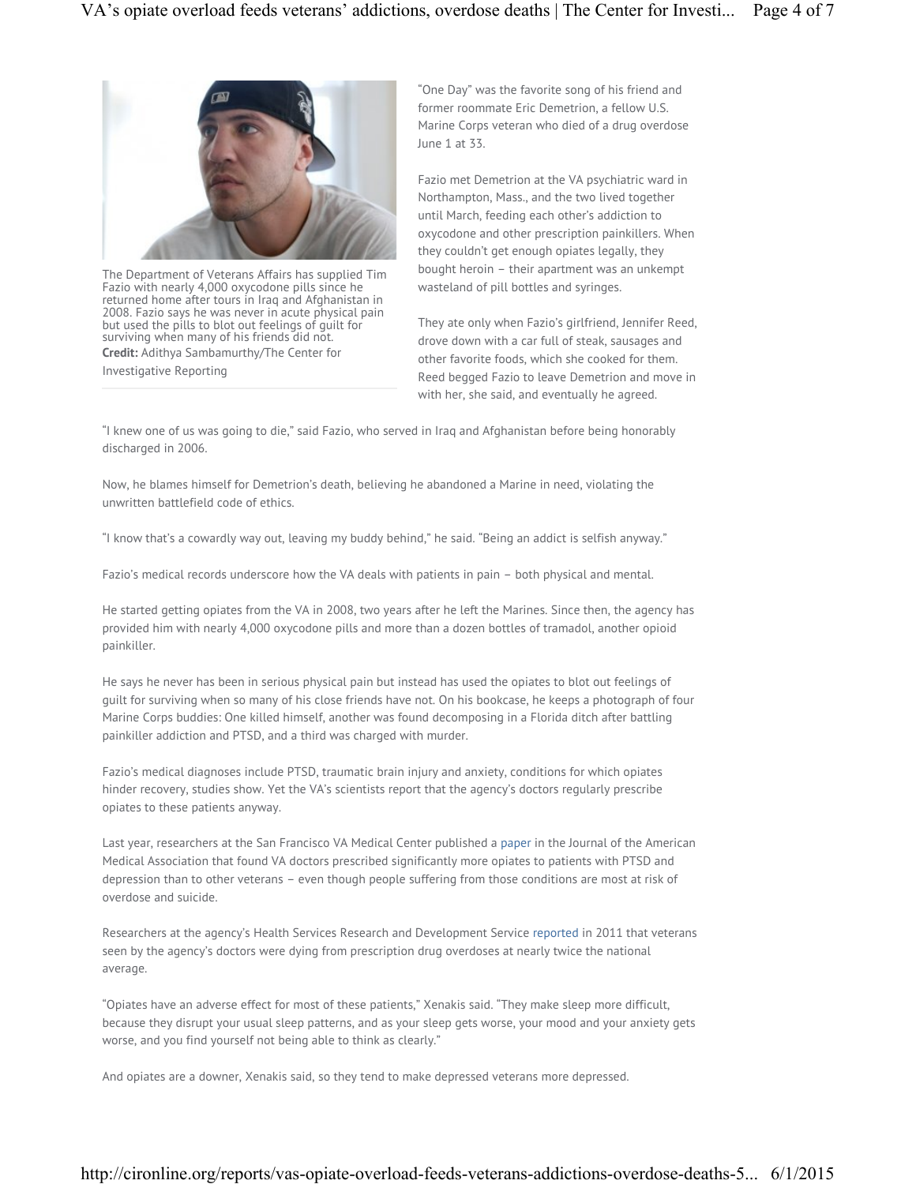The Department of Veterans Affairs has supplied Tim Fazio with nearly 4,000 oxycodone pills since he returned home after tours in Iraq and Afghanistan in 2008. Fazio says he was never in acute physical pain but used the pills to blot out feelings of guilt for surviving when many of his friends did not.
**Credit:** Adithya Sambamurthy/The Center for Investigative Reporting

"One Day" was the favorite song of his friend and former roommate Eric Demetrion, a fellow U.S. Marine Corps veteran who died of a drug overdose June 1 at 33.

Fazio met Demetrion at the VA psychiatric ward in Northampton, Mass., and the two lived together until March, feeding each other's addiction to oxycodone and other prescription painkillers. When they couldn't get enough opiates legally, they bought heroin – their apartment was an unkempt wasteland of pill bottles and syringes.

They ate only when Fazio's girlfriend, Jennifer Reed, drove down with a car full of steak, sausages and other favorite foods, which she cooked for them. Reed begged Fazio to leave Demetrion and move in with her, she said, and eventually he agreed.

"I knew one of us was going to die," said Fazio, who served in Iraq and Afghanistan before being honorably discharged in 2006.

Now, he blames himself for Demetrion's death, believing he abandoned a Marine in need, violating the unwritten battlefield code of ethics.

"I know that's a cowardly way out, leaving my buddy behind," he said. "Being an addict is selfish anyway."

Fazio's medical records underscore how the VA deals with patients in pain – both physical and mental.

He started getting opiates from the VA in 2008, two years after he left the Marines. Since then, the agency has provided him with nearly 4,000 oxycodone pills and more than a dozen bottles of tramadol, another opioid painkiller.

He says he never has been in serious physical pain but instead has used the opiates to blot out feelings of guilt for surviving when so many of his close friends have not. On his bookcase, he keeps a photograph of four Marine Corps buddies: One killed himself, another was found decomposing in a Florida ditch after battling painkiller addiction and PTSD, and a third was charged with murder.

Fazio's medical diagnoses include PTSD, traumatic brain injury and anxiety, conditions for which opiates hinder recovery, studies show. Yet the VA's scientists report that the agency's doctors regularly prescribe opiates to these patients anyway.

Last year, researchers at the San Francisco VA Medical Center published a paper in the Journal of the American Medical Association that found VA doctors prescribed significantly more opiates to patients with PTSD and depression than to other veterans – even though people suffering from those conditions are most at risk of overdose and suicide.

Researchers at the agency's Health Services Research and Development Service reported in 2011 that veterans seen by the agency's doctors were dying from prescription drug overdoses at nearly twice the national average.

"Opiates have an adverse effect for most of these patients," Xenakis said. "They make sleep more difficult, because they disrupt your usual sleep patterns, and as your sleep gets worse, your mood and your anxiety gets worse, and you find yourself not being able to think as clearly."

And opiates are a downer, Xenakis said, so they tend to make depressed veterans more depressed.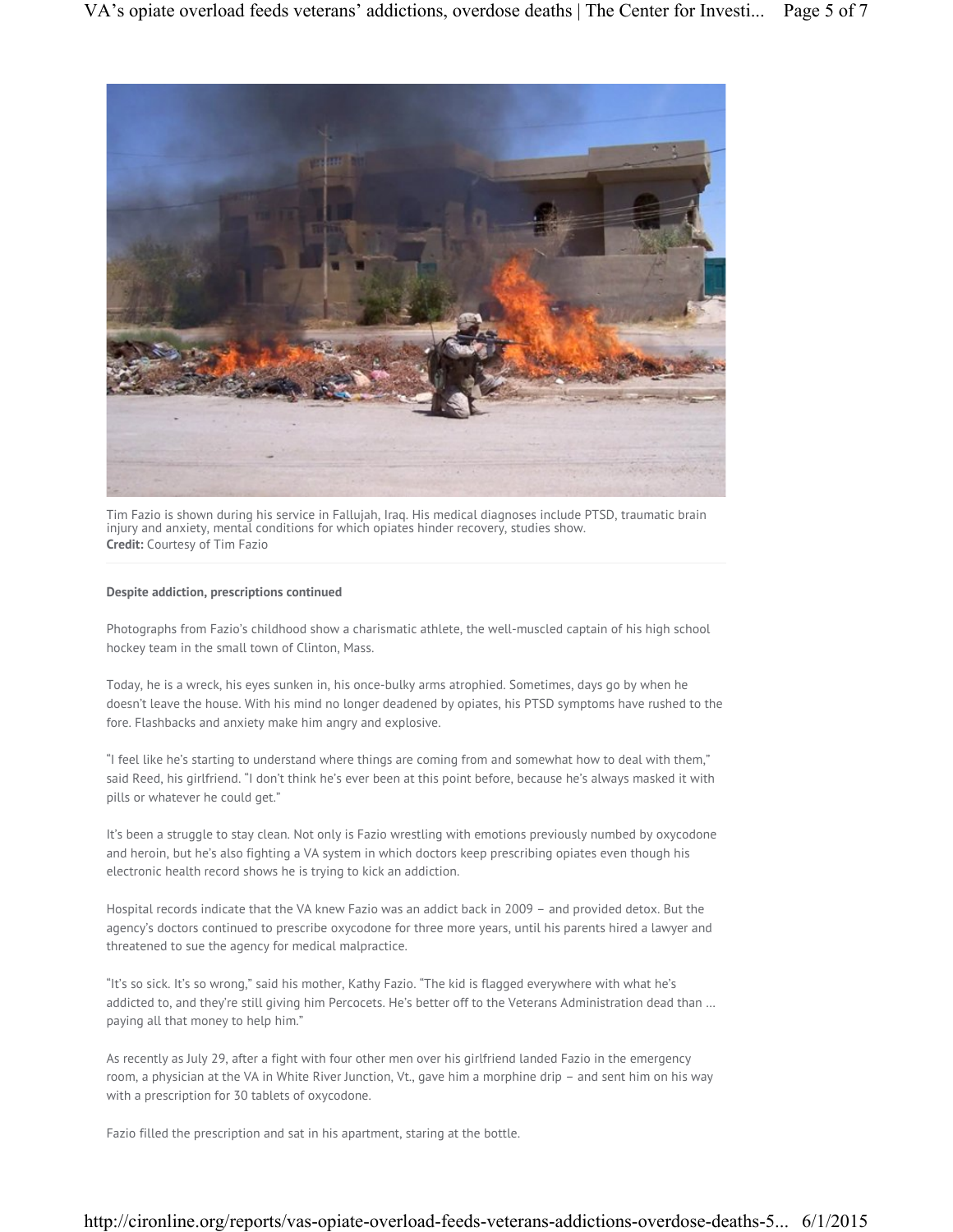Tim Fazio is shown during his service in Fallujah, Iraq. His medical diagnoses include PTSD, traumatic brain injury and anxiety, mental conditions for which opiates hinder recovery, studies show.
**Credit:** Courtesy of Tim Fazio

**Despite addiction, prescriptions continued**

Photographs from Fazio's childhood show a charismatic athlete, the well-muscled captain of his high school hockey team in the small town of Clinton, Mass.

Today, he is a wreck, his eyes sunken in, his once-bulky arms atrophied. Sometimes, days go by when he doesn't leave the house. With his mind no longer deadened by opiates, his PTSD symptoms have rushed to the fore. Flashbacks and anxiety make him angry and explosive.

"I feel like he's starting to understand where things are coming from and somewhat how to deal with them," said Reed, his girlfriend. "I don't think he's ever been at this point before, because he's always masked it with pills or whatever he could get."

It's been a struggle to stay clean. Not only is Fazio wrestling with emotions previously numbed by oxycodone and heroin, but he's also fighting a VA system in which doctors keep prescribing opiates even though his electronic health record shows he is trying to kick an addiction.

Hospital records indicate that the VA knew Fazio was an addict back in 2009 – and provided detox. But the agency's doctors continued to prescribe oxycodone for three more years, until his parents hired a lawyer and threatened to sue the agency for medical malpractice.

"It's so sick. It's so wrong," said his mother, Kathy Fazio. "The kid is flagged everywhere with what he's addicted to, and they're still giving him Percocets. He's better off to the Veterans Administration dead than … paying all that money to help him."

As recently as July 29, after a fight with four other men over his girlfriend landed Fazio in the emergency room, a physician at the VA in White River Junction, Vt., gave him a morphine drip – and sent him on his way with a prescription for 30 tablets of oxycodone.

Fazio filled the prescription and sat in his apartment, staring at the bottle.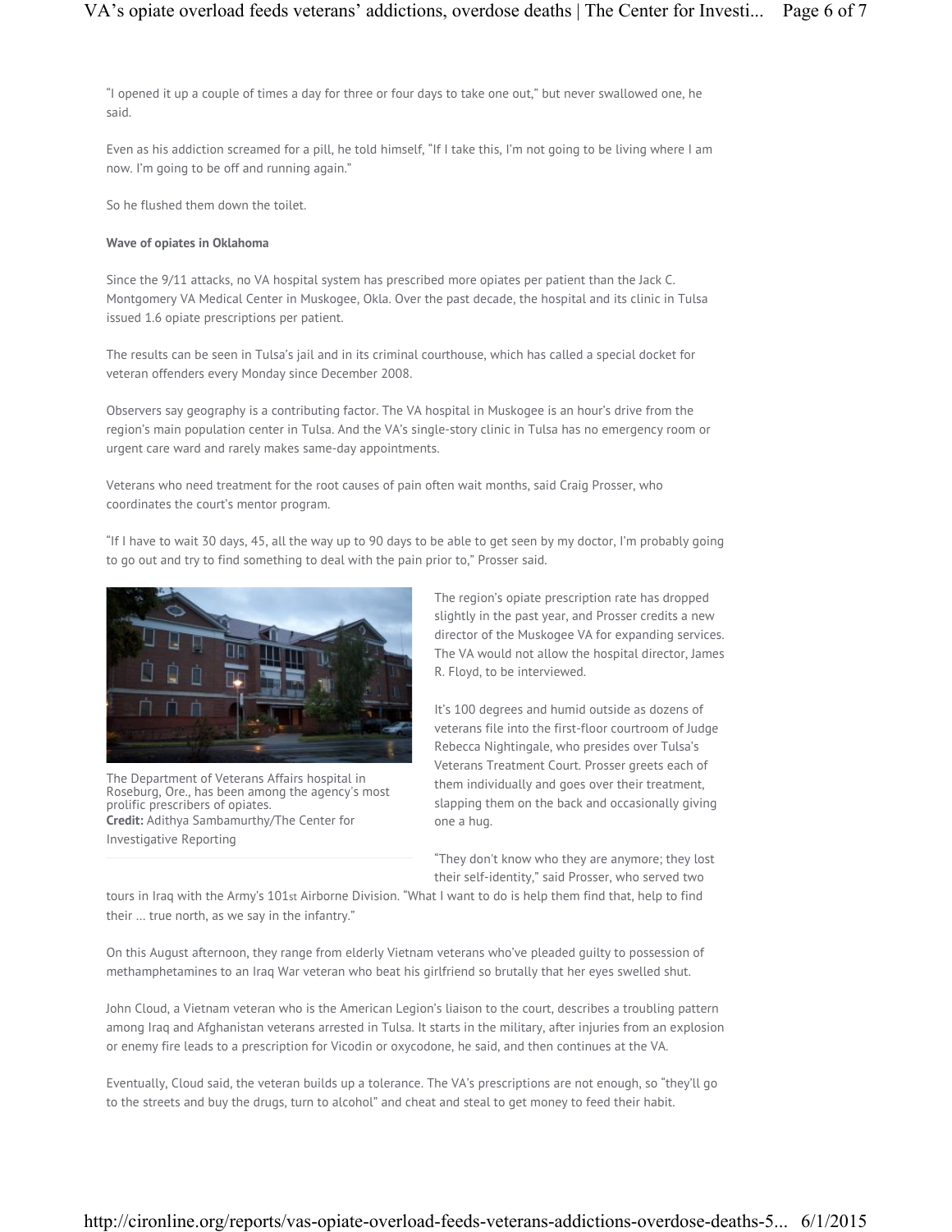"I opened it up a couple of times a day for three or four days to take one out," but never swallowed one, he said.

Even as his addiction screamed for a pill, he told himself, "If I take this, I'm not going to be living where I am now. I'm going to be off and running again."

So he flushed them down the toilet.

**Wave of opiates in Oklahoma**

Since the 9/11 attacks, no VA hospital system has prescribed more opiates per patient than the Jack C. Montgomery VA Medical Center in Muskogee, Okla. Over the past decade, the hospital and its clinic in Tulsa issued 1.6 opiate prescriptions per patient.

The results can be seen in Tulsa's jail and in its criminal courthouse, which has called a special docket for veteran offenders every Monday since December 2008.

Observers say geography is a contributing factor. The VA hospital in Muskogee is an hour's drive from the region's main population center in Tulsa. And the VA's single-story clinic in Tulsa has no emergency room or urgent care ward and rarely makes same-day appointments.

Veterans who need treatment for the root causes of pain often wait months, said Craig Prosser, who coordinates the court's mentor program.

"If I have to wait 30 days, 45, all the way up to 90 days to be able to get seen by my doctor, I'm probably going to go out and try to find something to deal with the pain prior to," Prosser said.

The Department of Veterans Affairs hospital in Roseburg, Ore., has been among the agency's most prolific prescribers of opiates.
**Credit:** Adithya Sambamurthy/The Center for Investigative Reporting

The region's opiate prescription rate has dropped slightly in the past year, and Prosser credits a new director of the Muskogee VA for expanding services. The VA would not allow the hospital director, James R. Floyd, to be interviewed.

It's 100 degrees and humid outside as dozens of veterans file into the first-floor courtroom of Judge Rebecca Nightingale, who presides over Tulsa's Veterans Treatment Court. Prosser greets each of them individually and goes over their treatment, slapping them on the back and occasionally giving one a hug.

"They don't know who they are anymore; they lost their self-identity," said Prosser, who served two tours in Iraq with the Army's 101st Airborne Division. "What I want to do is help them find that, help to find their … true north, as we say in the infantry."

On this August afternoon, they range from elderly Vietnam veterans who've pleaded guilty to possession of methamphetamines to an Iraq War veteran who beat his girlfriend so brutally that her eyes swelled shut.

John Cloud, a Vietnam veteran who is the American Legion's liaison to the court, describes a troubling pattern among Iraq and Afghanistan veterans arrested in Tulsa. It starts in the military, after injuries from an explosion or enemy fire leads to a prescription for Vicodin or oxycodone, he said, and then continues at the VA.

Eventually, Cloud said, the veteran builds up a tolerance. The VA's prescriptions are not enough, so "they'll go to the streets and buy the drugs, turn to alcohol" and cheat and steal to get money to feed their habit.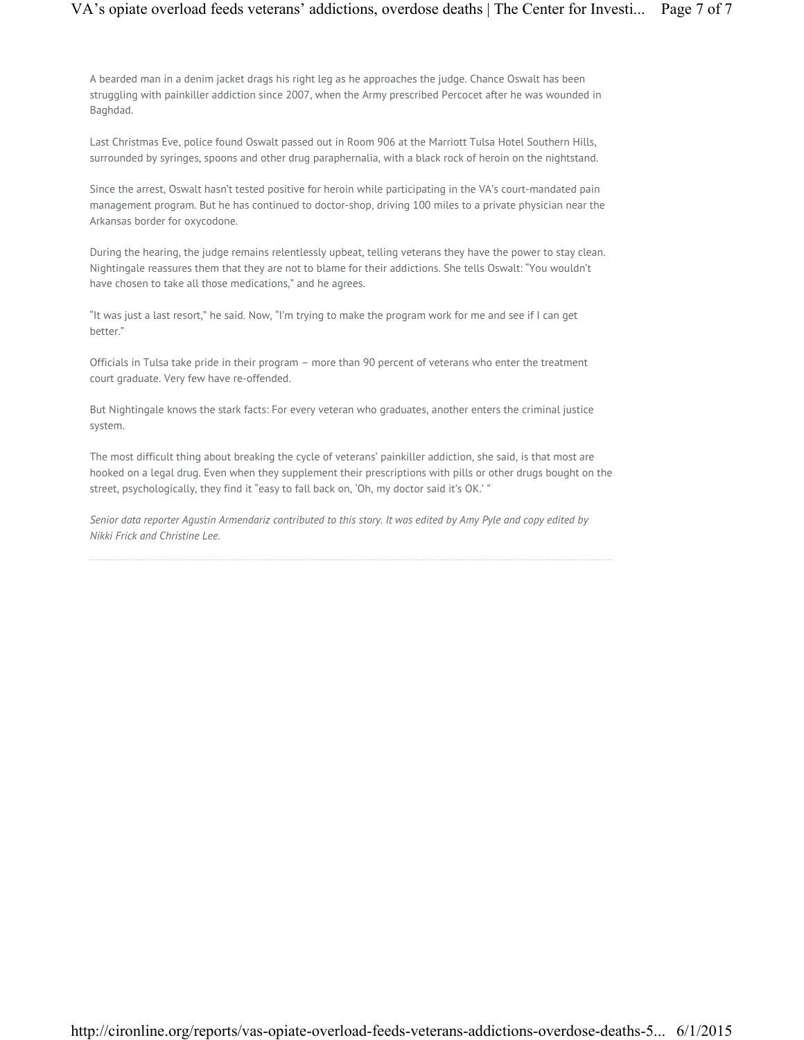A bearded man in a denim jacket drags his right leg as he approaches the judge. Chance Oswalt has been struggling with painkiller addiction since 2007, when the Army prescribed Percocet after he was wounded in Baghdad.

Last Christmas Eve, police found Oswalt passed out in Room 906 at the Marriott Tulsa Hotel Southern Hills, surrounded by syringes, spoons and other drug paraphernalia, with a black rock of heroin on the nightstand.

Since the arrest, Oswalt hasn't tested positive for heroin while participating in the VA's court-mandated pain management program. But he has continued to doctor-shop, driving 100 miles to a private physician near the Arkansas border for oxycodone.

During the hearing, the judge remains relentlessly upbeat, telling veterans they have the power to stay clean. Nightingale reassures them that they are not to blame for their addictions. She tells Oswalt: "You wouldn't have chosen to take all those medications," and he agrees.

"It was just a last resort," he said. Now, "I'm trying to make the program work for me and see if I can get better."

Officials in Tulsa take pride in their program – more than 90 percent of veterans who enter the treatment court graduate. Very few have re-offended.

But Nightingale knows the stark facts: For every veteran who graduates, another enters the criminal justice system.

The most difficult thing about breaking the cycle of veterans' painkiller addiction, she said, is that most are hooked on a legal drug. Even when they supplement their prescriptions with pills or other drugs bought on the street, psychologically, they find it "easy to fall back on, 'Oh, my doctor said it's OK.' "

*Senior data reporter Agustin Armendariz contributed to this story. It was edited by Amy Pyle and copy edited by Nikki Frick and Christine Lee.*